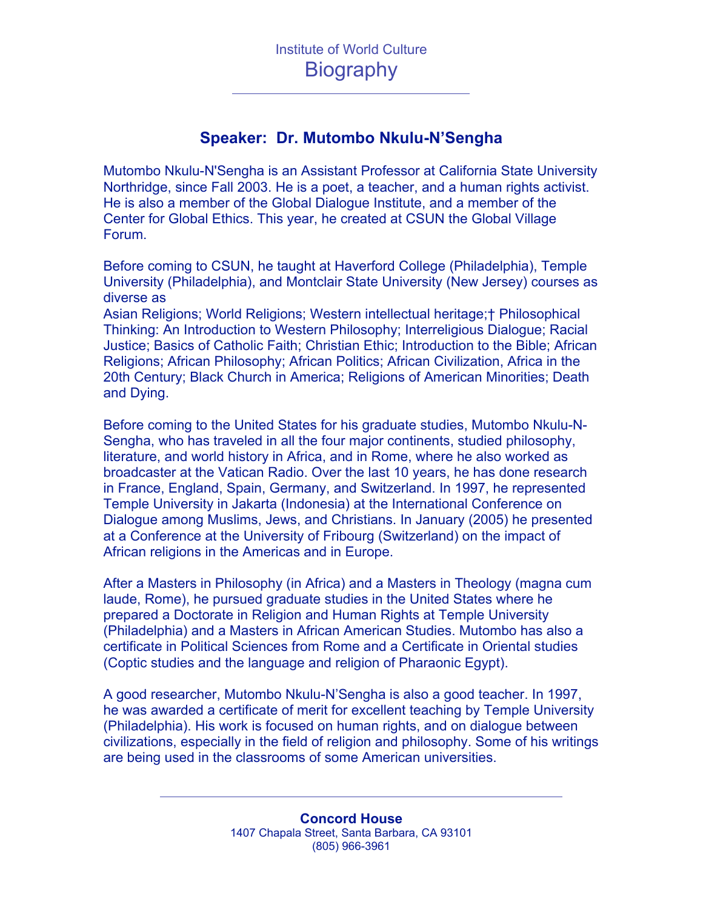Institute of World Culture

# Biography

## Speaker: Dr. Mutombo Nkulu-N'Sengha

Mutombo Nkulu-N'Sengha is an Assistant Professor at California State University Northridge, since Fall 2003. He is a poet, a teacher, and a human rights activist. He is also a member of the Global Dialogue Institute, and a member of the Center for Global Ethics. This year, he created at CSUN the Global Village Forum.

Before coming to CSUN, he taught at Haverford College (Philadelphia), Temple University (Philadelphia), and Montclair State University (New Jersey) courses as diverse as
Asian Religions; World Religions; Western intellectual heritage;† Philosophical Thinking: An Introduction to Western Philosophy; Interreligious Dialogue; Racial Justice; Basics of Catholic Faith; Christian Ethic; Introduction to the Bible; African Religions; African Philosophy; African Politics; African Civilization, Africa in the 20th Century; Black Church in America; Religions of American Minorities; Death and Dying.

Before coming to the United States for his graduate studies, Mutombo Nkulu-N-Sengha, who has traveled in all the four major continents, studied philosophy, literature, and world history in Africa, and in Rome, where he also worked as broadcaster at the Vatican Radio. Over the last 10 years, he has done research in France, England, Spain, Germany, and Switzerland. In 1997, he represented Temple University in Jakarta (Indonesia) at the International Conference on Dialogue among Muslims, Jews, and Christians. In January (2005) he presented at a Conference at the University of Fribourg (Switzerland) on the impact of African religions in the Americas and in Europe.

After a Masters in Philosophy (in Africa) and a Masters in Theology (magna cum laude, Rome), he pursued graduate studies in the United States where he prepared a Doctorate in Religion and Human Rights at Temple University (Philadelphia) and a Masters in African American Studies. Mutombo has also a certificate in Political Sciences from Rome and a Certificate in Oriental studies (Coptic studies and the language and religion of Pharaonic Egypt).

A good researcher, Mutombo Nkulu-N'Sengha is also a good teacher. In 1997, he was awarded a certificate of merit for excellent teaching by Temple University (Philadelphia). His work is focused on human rights, and on dialogue between civilizations, especially in the field of religion and philosophy. Some of his writings are being used in the classrooms of some American universities.

**Concord House**
1407 Chapala Street, Santa Barbara, CA 93101
(805) 966-3961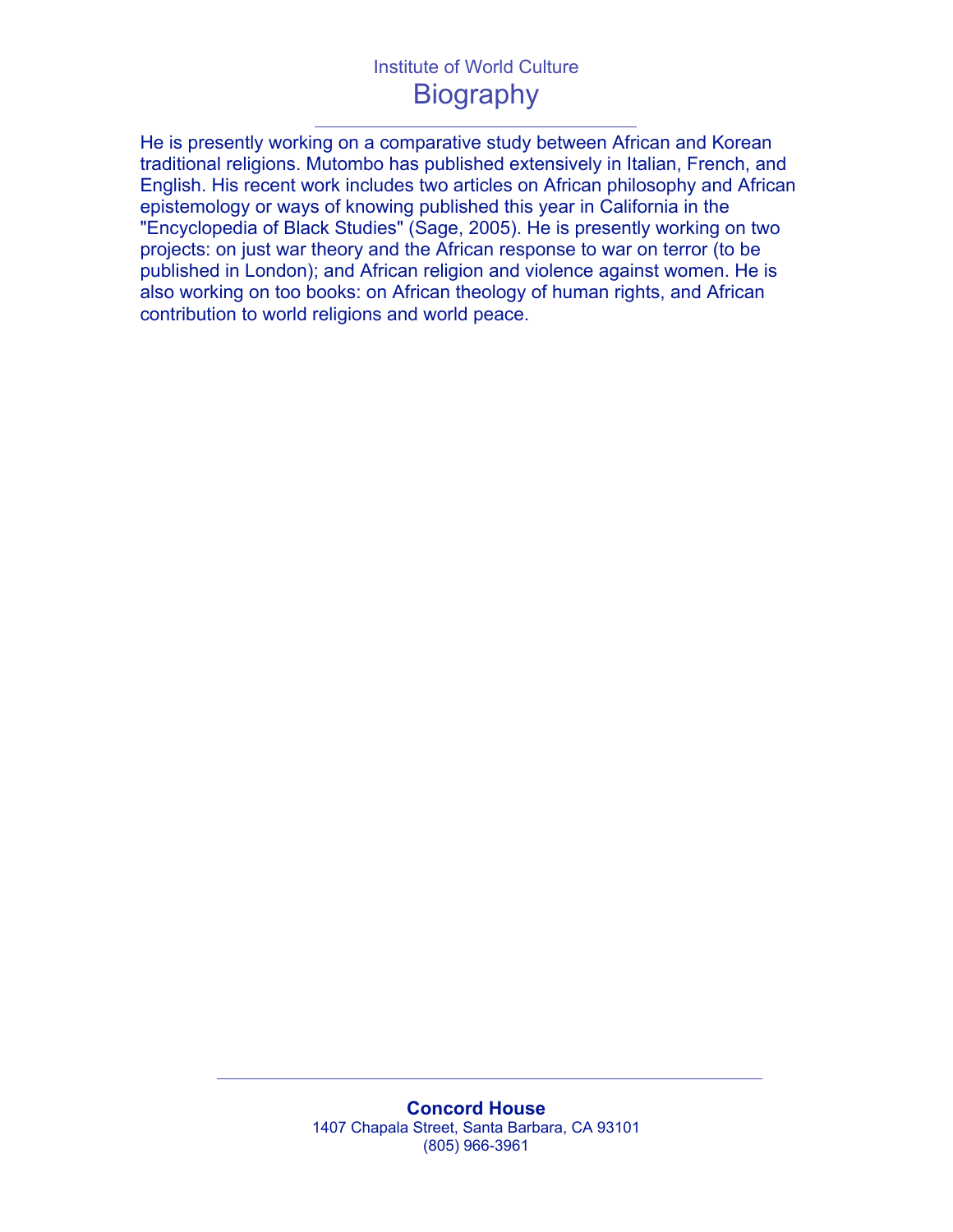Institute of World Culture

# Biography

He is presently working on a comparative study between African and Korean traditional religions. Mutombo has published extensively in Italian, French, and English. His recent work includes two articles on African philosophy and African epistemology or ways of knowing published this year in California in the "Encyclopedia of Black Studies" (Sage, 2005). He is presently working on two projects: on just war theory and the African response to war on terror (to be published in London); and African religion and violence against women. He is also working on too books: on African theology of human rights, and African contribution to world religions and world peace.

**Concord House**
1407 Chapala Street, Santa Barbara, CA 93101
(805) 966-3961